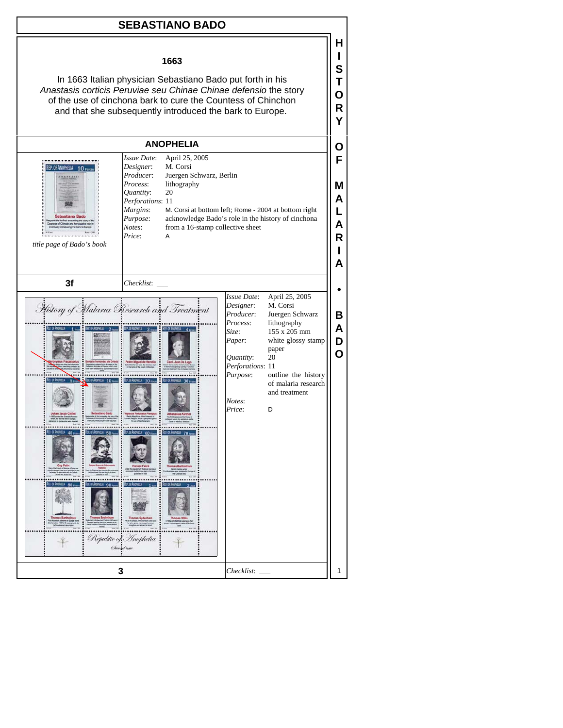# SEBASTIANO BADO

## 1663

In 1663 Italian physician Sebastiano Bado put forth in his *Anastasis corticis Peruviae seu Chinae Chinae defensio* the story of the use of cinchona bark to cure the Countess of Chinchon and that she subsequently introduced the bark to Europe.

## ANOPHELIA

title page of Bado's book

| | |
|---|---|
| *Issue Date*: | April 25, 2005 |
| *Designer*: | M. Corsi |
| *Producer*: | Juergen Schwarz, Berlin |
| *Process*: | lithography |
| *Quantity*: | 20 |
| *Perforations*: | 11 |
| *Margins*: | M. Corsi at bottom left; Rome - 2004 at bottom right |
| *Purpose*: | acknowledge Bado's role in the history of cinchona |
| *Notes*: | from a 16-stamp collective sheet |
| *Price*: | A |

**3f** *Checklist*: ___

| | |
|---|---|
| *Issue Date*: | April 25, 2005 |
| *Designer*: | M. Corsi |
| *Producer*: | Juergen Schwarz |
| *Process*: | lithography |
| *Size*: | 155 x 205 mm |
| *Paper*: | white glossy stamp paper |
| *Quantity*: | 20 |
| *Perforations*: | 11 |
| *Purpose*: | outline the history of malaria research and treatment |
| *Notes*: | |
| *Price*: | D |

**3** *Checklist*: ___

HISTORY OF MALARIA • BADO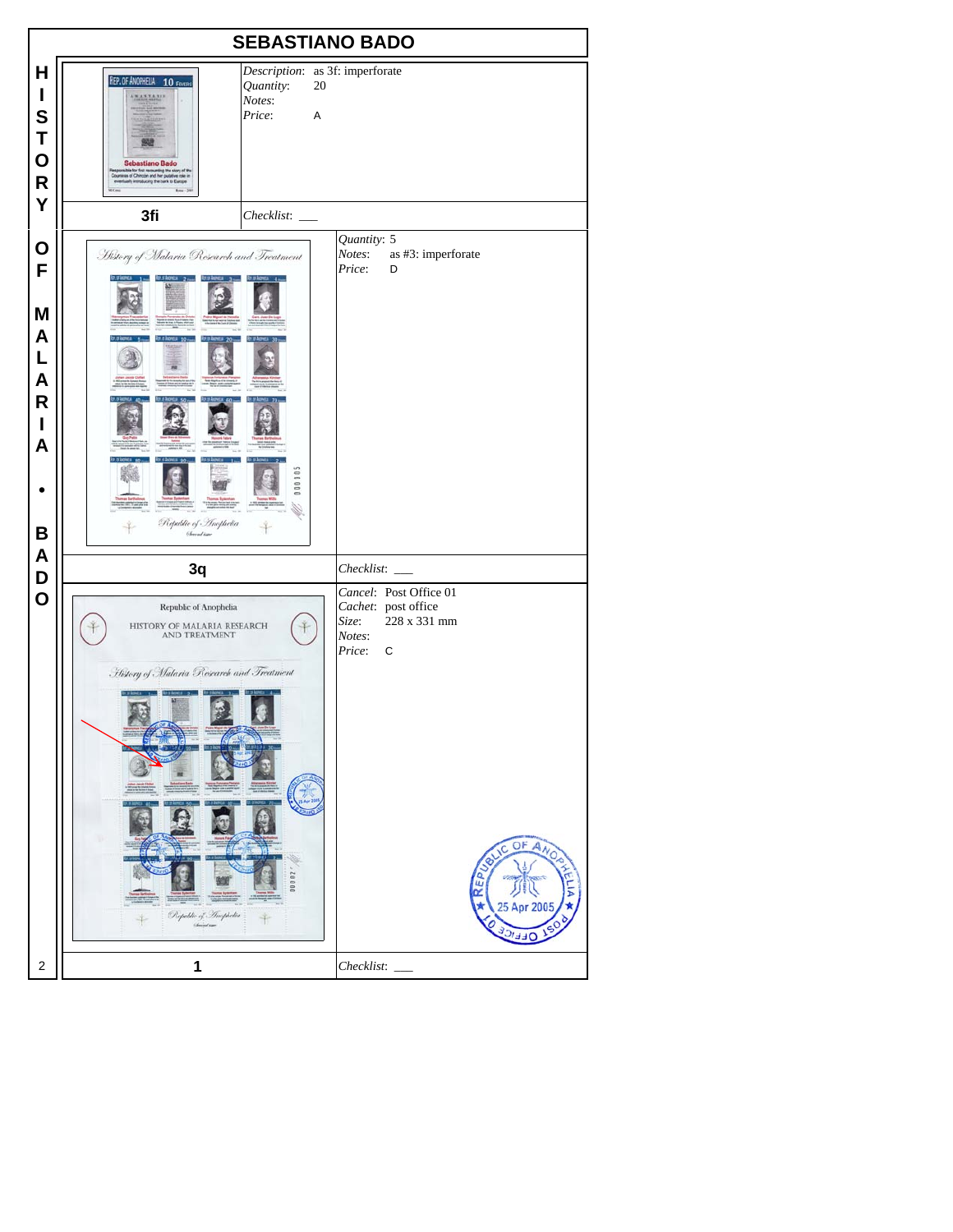# SEBASTIANO BADO

HISTORY OF MALARIA • BADO

| | |
|---|---|
| **3fi** | *Description*: as 3f: imperforate<br>*Quantity*: 20<br>*Notes*:<br>*Price*: A<br><br>*Checklist*: ___ |
| **3q** | *Quantity*: 5<br>*Notes*: as #3: imperforate<br>*Price*: D<br><br>*Checklist*: ___ |
| **1** | *Cancel*: Post Office 01<br>*Cachet*: post office<br>*Size*: 228 x 331 mm<br>*Notes*:<br>*Price*: C<br><br>*Checklist*: ___ |